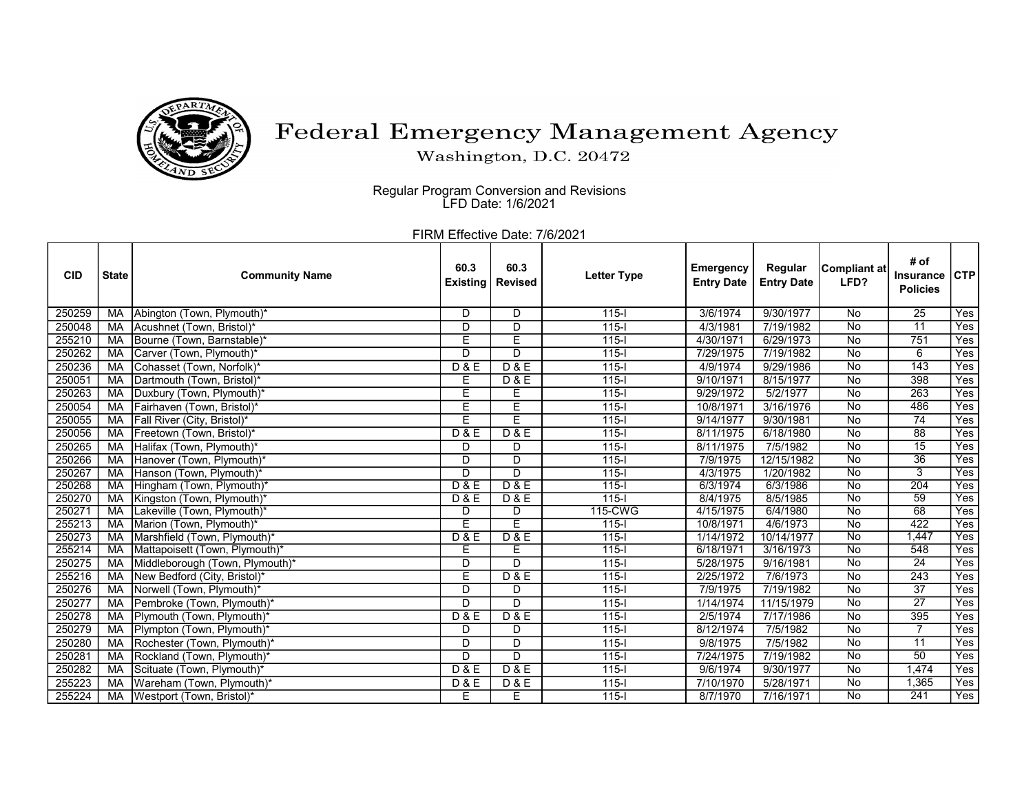# Federal Emergency Management Agency

Washington, D.C. 20472

Regular Program Conversion and Revisions
LFD Date: 1/6/2021

FIRM Effective Date: 7/6/2021

| CID | State | Community Name | 60.3 Existing | 60.3 Revised | Letter Type | Emergency Entry Date | Regular Entry Date | Compliant at LFD? | # of Insurance Policies | CTP |
|---|---|---|---|---|---|---|---|---|---|---|
| 250259 | MA | Abington (Town, Plymouth)* | D | D | 115-I | 3/6/1974 | 9/30/1977 | No | 25 | Yes |
| 250048 | MA | Acushnet (Town, Bristol)* | D | D | 115-I | 4/3/1981 | 7/19/1982 | No | 11 | Yes |
| 255210 | MA | Bourne (Town, Barnstable)* | E | E | 115-I | 4/30/1971 | 6/29/1973 | No | 751 | Yes |
| 250262 | MA | Carver (Town, Plymouth)* | D | D | 115-I | 7/29/1975 | 7/19/1982 | No | 6 | Yes |
| 250236 | MA | Cohasset (Town, Norfolk)* | D & E | D & E | 115-I | 4/9/1974 | 9/29/1986 | No | 143 | Yes |
| 250051 | MA | Dartmouth (Town, Bristol)* | E | D & E | 115-I | 9/10/1971 | 8/15/1977 | No | 398 | Yes |
| 250263 | MA | Duxbury (Town, Plymouth)* | E | E | 115-I | 9/29/1972 | 5/2/1977 | No | 263 | Yes |
| 250054 | MA | Fairhaven (Town, Bristol)* | E | E | 115-I | 10/8/1971 | 3/16/1976 | No | 486 | Yes |
| 250055 | MA | Fall River (City, Bristol)* | E | E | 115-I | 9/14/1977 | 9/30/1981 | No | 74 | Yes |
| 250056 | MA | Freetown (Town, Bristol)* | D & E | D & E | 115-I | 8/11/1975 | 6/18/1980 | No | 88 | Yes |
| 250265 | MA | Halifax (Town, Plymouth)* | D | D | 115-I | 8/11/1975 | 7/5/1982 | No | 15 | Yes |
| 250266 | MA | Hanover (Town, Plymouth)* | D | D | 115-I | 7/9/1975 | 12/15/1982 | No | 36 | Yes |
| 250267 | MA | Hanson (Town, Plymouth)* | D | D | 115-I | 4/3/1975 | 1/20/1982 | No | 3 | Yes |
| 250268 | MA | Hingham (Town, Plymouth)* | D & E | D & E | 115-I | 6/3/1974 | 6/3/1986 | No | 204 | Yes |
| 250270 | MA | Kingston (Town, Plymouth)* | D & E | D & E | 115-I | 8/4/1975 | 8/5/1985 | No | 59 | Yes |
| 250271 | MA | Lakeville (Town, Plymouth)* | D | D | 115-CWG | 4/15/1975 | 6/4/1980 | No | 68 | Yes |
| 255213 | MA | Marion (Town, Plymouth)* | E | E | 115-I | 10/8/1971 | 4/6/1973 | No | 422 | Yes |
| 250273 | MA | Marshfield (Town, Plymouth)* | D & E | D & E | 115-I | 1/14/1972 | 10/14/1977 | No | 1,447 | Yes |
| 255214 | MA | Mattapoisett (Town, Plymouth)* | E | E | 115-I | 6/18/1971 | 3/16/1973 | No | 548 | Yes |
| 250275 | MA | Middleborough (Town, Plymouth)* | D | D | 115-I | 5/28/1975 | 9/16/1981 | No | 24 | Yes |
| 255216 | MA | New Bedford (City, Bristol)* | E | D & E | 115-I | 2/25/1972 | 7/6/1973 | No | 243 | Yes |
| 250276 | MA | Norwell (Town, Plymouth)* | D | D | 115-I | 7/9/1975 | 7/19/1982 | No | 37 | Yes |
| 250277 | MA | Pembroke (Town, Plymouth)* | D | D | 115-I | 1/14/1974 | 11/15/1979 | No | 27 | Yes |
| 250278 | MA | Plymouth (Town, Plymouth)* | D & E | D & E | 115-I | 2/5/1974 | 7/17/1986 | No | 395 | Yes |
| 250279 | MA | Plympton (Town, Plymouth)* | D | D | 115-I | 8/12/1974 | 7/5/1982 | No | 7 | Yes |
| 250280 | MA | Rochester (Town, Plymouth)* | D | D | 115-I | 9/8/1975 | 7/5/1982 | No | 11 | Yes |
| 250281 | MA | Rockland (Town, Plymouth)* | D | D | 115-I | 7/24/1975 | 7/19/1982 | No | 50 | Yes |
| 250282 | MA | Scituate (Town, Plymouth)* | D & E | D & E | 115-I | 9/6/1974 | 9/30/1977 | No | 1,474 | Yes |
| 255223 | MA | Wareham (Town, Plymouth)* | D & E | D & E | 115-I | 7/10/1970 | 5/28/1971 | No | 1,365 | Yes |
| 255224 | MA | Westport (Town, Bristol)* | E | E | 115-I | 8/7/1970 | 7/16/1971 | No | 241 | Yes |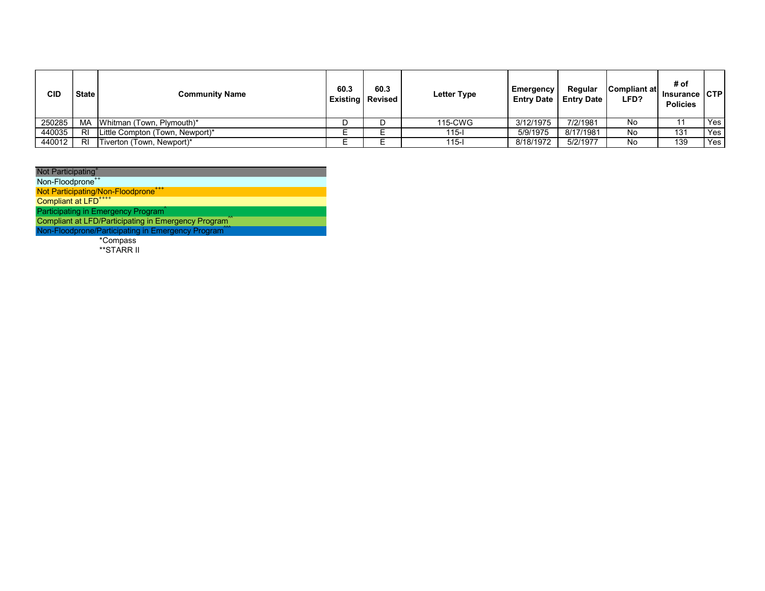| CID | State | Community Name | 60.3 Existing | 60.3 Revised | Letter Type | Emergency Entry Date | Regular Entry Date | Compliant at LFD? | # of Insurance Policies | CTP |
|---|---|---|---|---|---|---|---|---|---|---|
| 250285 | MA | Whitman (Town, Plymouth)* | D | D | 115-CWG | 3/12/1975 | 7/2/1981 | No | 11 | Yes |
| 440035 | RI | Little Compton (Town, Newport)* | E | E | 115-I | 5/9/1975 | 8/17/1981 | No | 131 | Yes |
| 440012 | RI | Tiverton (Town, Newport)* | E | E | 115-I | 8/18/1972 | 5/2/1977 | No | 139 | Yes |

Not Participating[+]

Non-Floodprone[++]

Not Participating/Non-Floodprone[+++]

Compliant at LFD[++++]

Participating in Emergency Program[^]

Compliant at LFD/Participating in Emergency Program[^^]

Non-Floodprone/Participating in Emergency Program[^^^]

*Compass

**STARR II